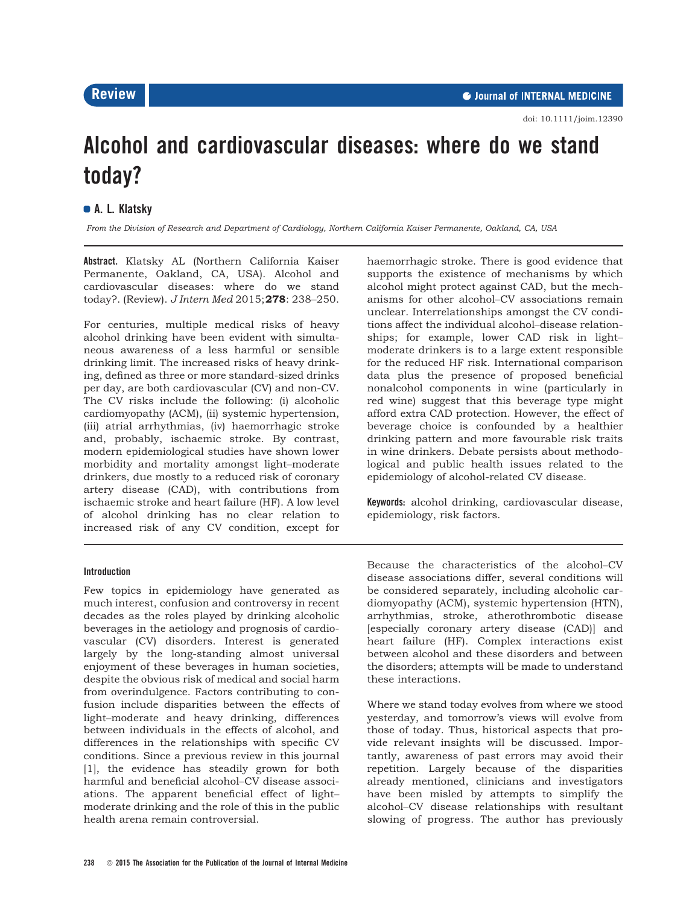Review

doi: 10.1111/joim.12390

# Alcohol and cardiovascular diseases: where do we stand today?

A. L. Klatsky

*From the Division of Research and Department of Cardiology, Northern California Kaiser Permanente, Oakland, CA, USA*

**Abstract.** Klatsky AL (Northern California Kaiser Permanente, Oakland, CA, USA). Alcohol and cardiovascular diseases: where do we stand today?. (Review). *J Intern Med* 2015;**278**: 238–250.

For centuries, multiple medical risks of heavy alcohol drinking have been evident with simultaneous awareness of a less harmful or sensible drinking limit. The increased risks of heavy drinking, defined as three or more standard-sized drinks per day, are both cardiovascular (CV) and non-CV. The CV risks include the following: (i) alcoholic cardiomyopathy (ACM), (ii) systemic hypertension, (iii) atrial arrhythmias, (iv) haemorrhagic stroke and, probably, ischaemic stroke. By contrast, modern epidemiological studies have shown lower morbidity and mortality amongst light–moderate drinkers, due mostly to a reduced risk of coronary artery disease (CAD), with contributions from ischaemic stroke and heart failure (HF). A low level of alcohol drinking has no clear relation to increased risk of any CV condition, except for haemorrhagic stroke. There is good evidence that supports the existence of mechanisms by which alcohol might protect against CAD, but the mechanisms for other alcohol–CV associations remain unclear. Interrelationships amongst the CV conditions affect the individual alcohol–disease relationships; for example, lower CAD risk in light–moderate drinkers is to a large extent responsible for the reduced HF risk. International comparison data plus the presence of proposed beneficial nonalcohol components in wine (particularly in red wine) suggest that this beverage type might afford extra CAD protection. However, the effect of beverage choice is confounded by a healthier drinking pattern and more favourable risk traits in wine drinkers. Debate persists about methodological and public health issues related to the epidemiology of alcohol-related CV disease.

**Keywords:** alcohol drinking, cardiovascular disease, epidemiology, risk factors.

## Introduction

Few topics in epidemiology have generated as much interest, confusion and controversy in recent decades as the roles played by drinking alcoholic beverages in the aetiology and prognosis of cardiovascular (CV) disorders. Interest is generated largely by the long-standing almost universal enjoyment of these beverages in human societies, despite the obvious risk of medical and social harm from overindulgence. Factors contributing to confusion include disparities between the effects of light–moderate and heavy drinking, differences between individuals in the effects of alcohol, and differences in the relationships with specific CV conditions. Since a previous review in this journal [1], the evidence has steadily grown for both harmful and beneficial alcohol–CV disease associations. The apparent beneficial effect of light–moderate drinking and the role of this in the public health arena remain controversial.

Because the characteristics of the alcohol–CV disease associations differ, several conditions will be considered separately, including alcoholic cardiomyopathy (ACM), systemic hypertension (HTN), arrhythmias, stroke, atherothrombotic disease [especially coronary artery disease (CAD)] and heart failure (HF). Complex interactions exist between alcohol and these disorders and between the disorders; attempts will be made to understand these interactions.

Where we stand today evolves from where we stood yesterday, and tomorrow's views will evolve from those of today. Thus, historical aspects that provide relevant insights will be discussed. Importantly, awareness of past errors may avoid their repetition. Largely because of the disparities already mentioned, clinicians and investigators have been misled by attempts to simplify the alcohol–CV disease relationships with resultant slowing of progress. The author has previously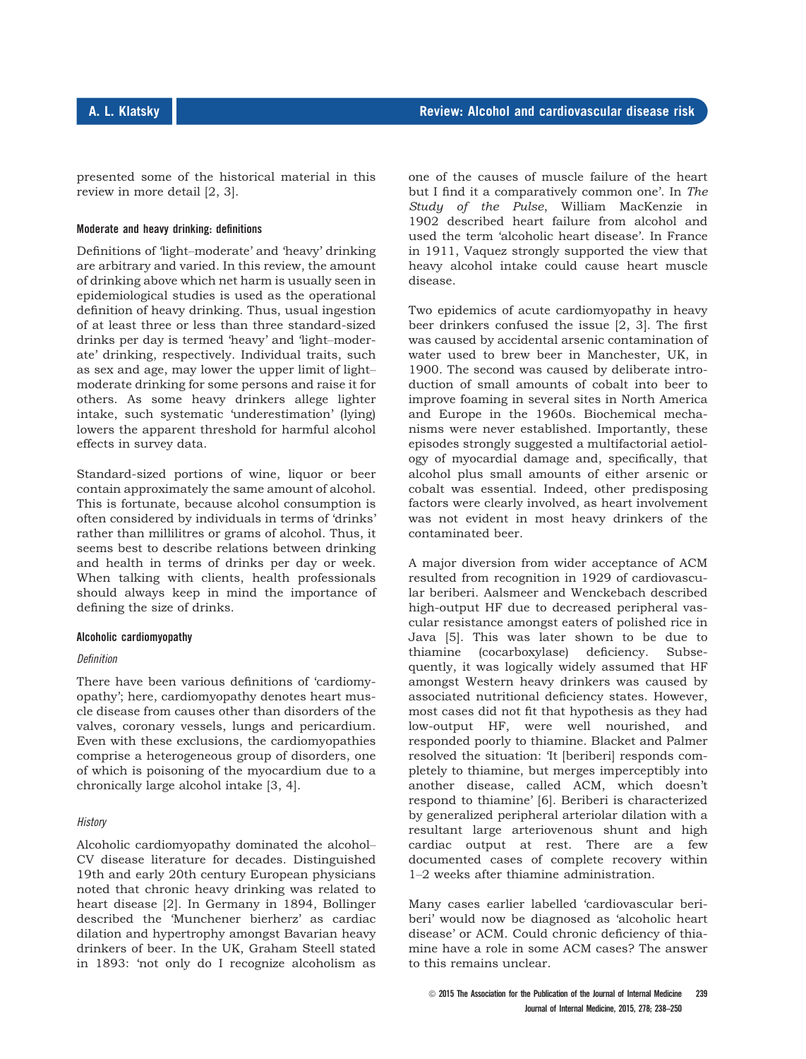presented some of the historical material in this review in more detail [2, 3].

### Moderate and heavy drinking: definitions

Definitions of 'light–moderate' and 'heavy' drinking are arbitrary and varied. In this review, the amount of drinking above which net harm is usually seen in epidemiological studies is used as the operational definition of heavy drinking. Thus, usual ingestion of at least three or less than three standard-sized drinks per day is termed 'heavy' and 'light–moderate' drinking, respectively. Individual traits, such as sex and age, may lower the upper limit of light–moderate drinking for some persons and raise it for others. As some heavy drinkers allege lighter intake, such systematic 'underestimation' (lying) lowers the apparent threshold for harmful alcohol effects in survey data.

Standard-sized portions of wine, liquor or beer contain approximately the same amount of alcohol. This is fortunate, because alcohol consumption is often considered by individuals in terms of 'drinks' rather than millilitres or grams of alcohol. Thus, it seems best to describe relations between drinking and health in terms of drinks per day or week. When talking with clients, health professionals should always keep in mind the importance of defining the size of drinks.

### Alcoholic cardiomyopathy

#### *Definition*

There have been various definitions of 'cardiomyopathy'; here, cardiomyopathy denotes heart muscle disease from causes other than disorders of the valves, coronary vessels, lungs and pericardium. Even with these exclusions, the cardiomyopathies comprise a heterogeneous group of disorders, one of which is poisoning of the myocardium due to a chronically large alcohol intake [3, 4].

#### *History*

Alcoholic cardiomyopathy dominated the alcohol–CV disease literature for decades. Distinguished 19th and early 20th century European physicians noted that chronic heavy drinking was related to heart disease [2]. In Germany in 1894, Bollinger described the 'Munchener bierherz' as cardiac dilation and hypertrophy amongst Bavarian heavy drinkers of beer. In the UK, Graham Steell stated in 1893: 'not only do I recognize alcoholism as one of the causes of muscle failure of the heart but I find it a comparatively common one'. In *The Study of the Pulse*, William MacKenzie in 1902 described heart failure from alcohol and used the term 'alcoholic heart disease'. In France in 1911, Vaquez strongly supported the view that heavy alcohol intake could cause heart muscle disease.

Two epidemics of acute cardiomyopathy in heavy beer drinkers confused the issue [2, 3]. The first was caused by accidental arsenic contamination of water used to brew beer in Manchester, UK, in 1900. The second was caused by deliberate introduction of small amounts of cobalt into beer to improve foaming in several sites in North America and Europe in the 1960s. Biochemical mechanisms were never established. Importantly, these episodes strongly suggested a multifactorial aetiology of myocardial damage and, specifically, that alcohol plus small amounts of either arsenic or cobalt was essential. Indeed, other predisposing factors were clearly involved, as heart involvement was not evident in most heavy drinkers of the contaminated beer.

A major diversion from wider acceptance of ACM resulted from recognition in 1929 of cardiovascular beriberi. Aalsmeer and Wenckebach described high-output HF due to decreased peripheral vascular resistance amongst eaters of polished rice in Java [5]. This was later shown to be due to thiamine (cocarboxylase) deficiency. Subsequently, it was logically widely assumed that HF amongst Western heavy drinkers was caused by associated nutritional deficiency states. However, most cases did not fit that hypothesis as they had low-output HF, were well nourished, and responded poorly to thiamine. Blacket and Palmer resolved the situation: 'It [beriberi] responds completely to thiamine, but merges imperceptibly into another disease, called ACM, which doesn't respond to thiamine' [6]. Beriberi is characterized by generalized peripheral arteriolar dilation with a resultant large arteriovenous shunt and high cardiac output at rest. There are a few documented cases of complete recovery within 1–2 weeks after thiamine administration.

Many cases earlier labelled 'cardiovascular beriberi' would now be diagnosed as 'alcoholic heart disease' or ACM. Could chronic deficiency of thiamine have a role in some ACM cases? The answer to this remains unclear.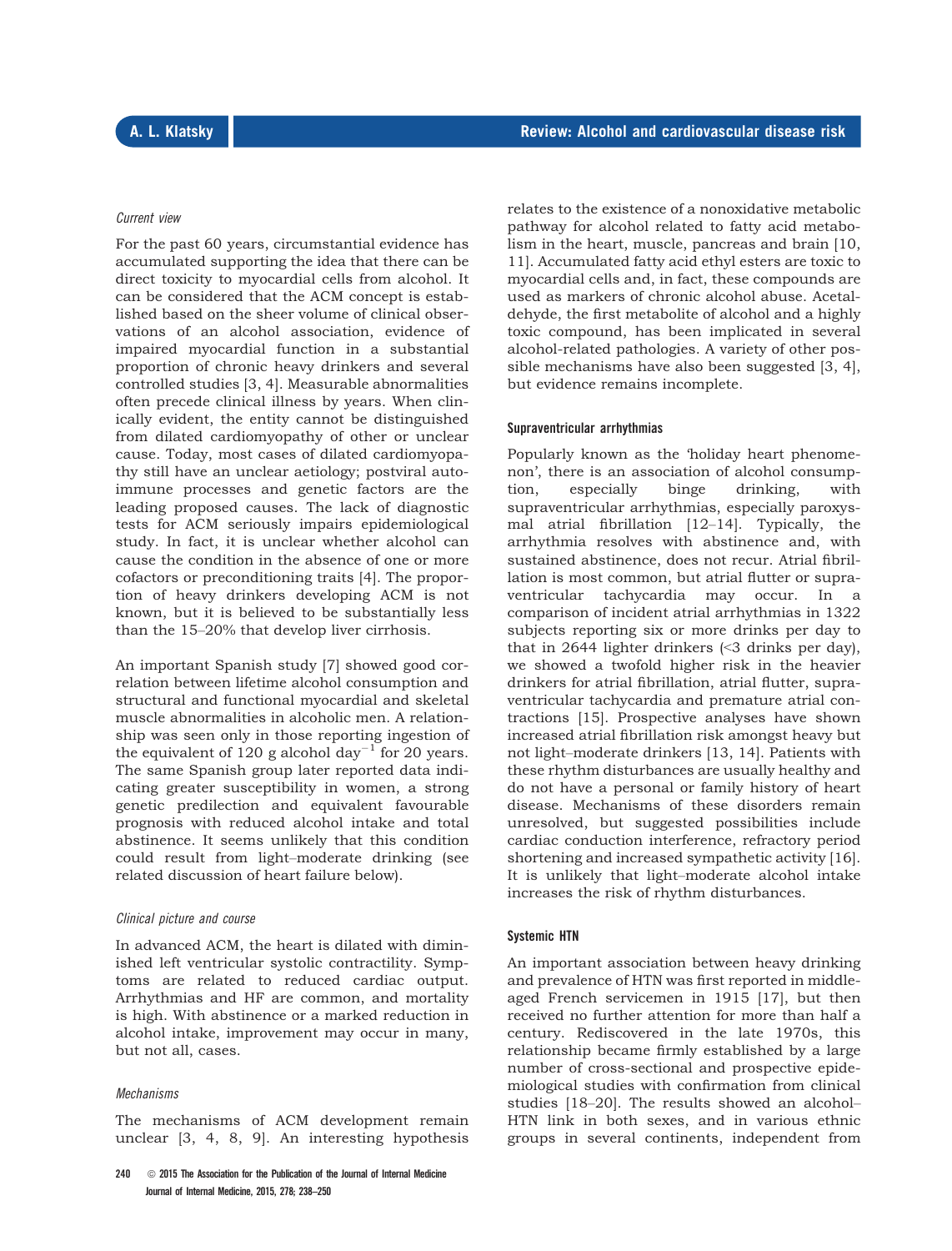*Current view*

For the past 60 years, circumstantial evidence has accumulated supporting the idea that there can be direct toxicity to myocardial cells from alcohol. It can be considered that the ACM concept is established based on the sheer volume of clinical observations of an alcohol association, evidence of impaired myocardial function in a substantial proportion of chronic heavy drinkers and several controlled studies [3, 4]. Measurable abnormalities often precede clinical illness by years. When clinically evident, the entity cannot be distinguished from dilated cardiomyopathy of other or unclear cause. Today, most cases of dilated cardiomyopathy still have an unclear aetiology; postviral autoimmune processes and genetic factors are the leading proposed causes. The lack of diagnostic tests for ACM seriously impairs epidemiological study. In fact, it is unclear whether alcohol can cause the condition in the absence of one or more cofactors or preconditioning traits [4]. The proportion of heavy drinkers developing ACM is not known, but it is believed to be substantially less than the 15–20% that develop liver cirrhosis.

An important Spanish study [7] showed good correlation between lifetime alcohol consumption and structural and functional myocardial and skeletal muscle abnormalities in alcoholic men. A relationship was seen only in those reporting ingestion of the equivalent of 120 g alcohol day$^{-1}$ for 20 years. The same Spanish group later reported data indicating greater susceptibility in women, a strong genetic predilection and equivalent favourable prognosis with reduced alcohol intake and total abstinence. It seems unlikely that this condition could result from light–moderate drinking (see related discussion of heart failure below).

*Clinical picture and course*

In advanced ACM, the heart is dilated with diminished left ventricular systolic contractility. Symptoms are related to reduced cardiac output. Arrhythmias and HF are common, and mortality is high. With abstinence or a marked reduction in alcohol intake, improvement may occur in many, but not all, cases.

*Mechanisms*

The mechanisms of ACM development remain unclear [3, 4, 8, 9]. An interesting hypothesis relates to the existence of a nonoxidative metabolic pathway for alcohol related to fatty acid metabolism in the heart, muscle, pancreas and brain [10, 11]. Accumulated fatty acid ethyl esters are toxic to myocardial cells and, in fact, these compounds are used as markers of chronic alcohol abuse. Acetaldehyde, the first metabolite of alcohol and a highly toxic compound, has been implicated in several alcohol-related pathologies. A variety of other possible mechanisms have also been suggested [3, 4], but evidence remains incomplete.

### Supraventricular arrhythmias

Popularly known as the 'holiday heart phenomenon', there is an association of alcohol consumption, especially binge drinking, with supraventricular arrhythmias, especially paroxysmal atrial fibrillation [12–14]. Typically, the arrhythmia resolves with abstinence and, with sustained abstinence, does not recur. Atrial fibrillation is most common, but atrial flutter or supraventricular tachycardia may occur. In a comparison of incident atrial arrhythmias in 1322 subjects reporting six or more drinks per day to that in 2644 lighter drinkers (<3 drinks per day), we showed a twofold higher risk in the heavier drinkers for atrial fibrillation, atrial flutter, supraventricular tachycardia and premature atrial contractions [15]. Prospective analyses have shown increased atrial fibrillation risk amongst heavy but not light–moderate drinkers [13, 14]. Patients with these rhythm disturbances are usually healthy and do not have a personal or family history of heart disease. Mechanisms of these disorders remain unresolved, but suggested possibilities include cardiac conduction interference, refractory period shortening and increased sympathetic activity [16]. It is unlikely that light–moderate alcohol intake increases the risk of rhythm disturbances.

### Systemic HTN

An important association between heavy drinking and prevalence of HTN was first reported in middle-aged French servicemen in 1915 [17], but then received no further attention for more than half a century. Rediscovered in the late 1970s, this relationship became firmly established by a large number of cross-sectional and prospective epidemiological studies with confirmation from clinical studies [18–20]. The results showed an alcohol–HTN link in both sexes, and in various ethnic groups in several continents, independent from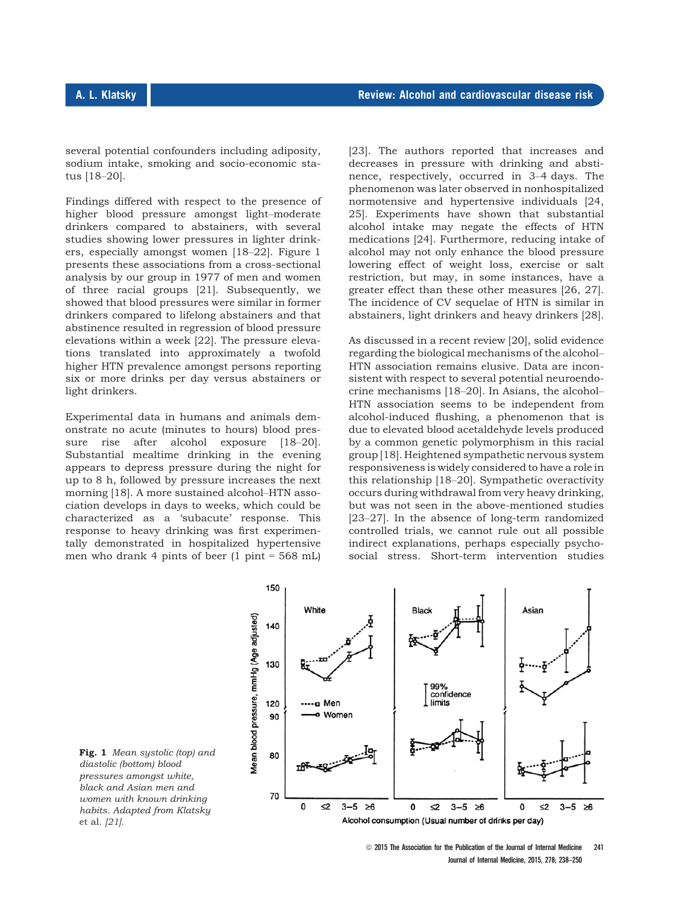several potential confounders including adiposity, sodium intake, smoking and socio-economic status [18–20].

Findings differed with respect to the presence of higher blood pressure amongst light–moderate drinkers compared to abstainers, with several studies showing lower pressures in lighter drinkers, especially amongst women [18–22]. Figure 1 presents these associations from a cross-sectional analysis by our group in 1977 of men and women of three racial groups [21]. Subsequently, we showed that blood pressures were similar in former drinkers compared to lifelong abstainers and that abstinence resulted in regression of blood pressure elevations within a week [22]. The pressure elevations translated into approximately a twofold higher HTN prevalence amongst persons reporting six or more drinks per day versus abstainers or light drinkers.

Experimental data in humans and animals demonstrate no acute (minutes to hours) blood pressure rise after alcohol exposure [18–20]. Substantial mealtime drinking in the evening appears to depress pressure during the night for up to 8 h, followed by pressure increases the next morning [18]. A more sustained alcohol–HTN association develops in days to weeks, which could be characterized as a 'subacute' response. This response to heavy drinking was first experimentally demonstrated in hospitalized hypertensive men who drank 4 pints of beer (1 pint = 568 mL) [23]. The authors reported that increases and decreases in pressure with drinking and abstinence, respectively, occurred in 3–4 days. The phenomenon was later observed in nonhospitalized normotensive and hypertensive individuals [24, 25]. Experiments have shown that substantial alcohol intake may negate the effects of HTN medications [24]. Furthermore, reducing intake of alcohol may not only enhance the blood pressure lowering effect of weight loss, exercise or salt restriction, but may, in some instances, have a greater effect than these other measures [26, 27]. The incidence of CV sequelae of HTN is similar in abstainers, light drinkers and heavy drinkers [28].

As discussed in a recent review [20], solid evidence regarding the biological mechanisms of the alcohol–HTN association remains elusive. Data are inconsistent with respect to several potential neuroendocrine mechanisms [18–20]. In Asians, the alcohol–HTN association seems to be independent from alcohol-induced flushing, a phenomenon that is due to elevated blood acetaldehyde levels produced by a common genetic polymorphism in this racial group [18]. Heightened sympathetic nervous system responsiveness is widely considered to have a role in this relationship [18–20]. Sympathetic overactivity occurs during withdrawal from very heavy drinking, but was not seen in the above-mentioned studies [23–27]. In the absence of long-term randomized controlled trials, we cannot rule out all possible indirect explanations, perhaps especially psychosocial stress. Short-term intervention studies

**Fig. 1** *Mean systolic (top) and diastolic (bottom) blood pressures amongst white, black and Asian men and women with known drinking habits. Adapted from Klatsky et al. [21].*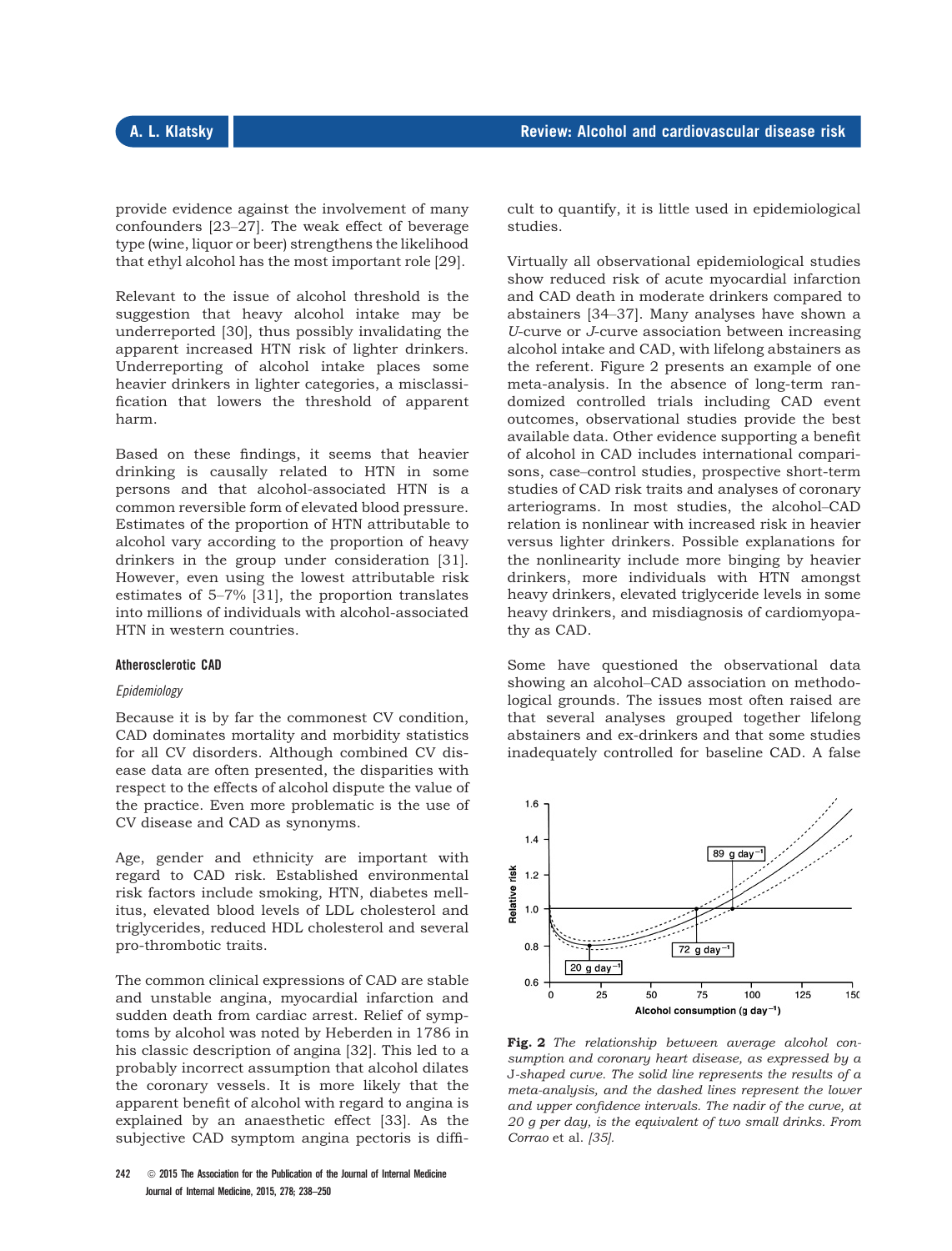provide evidence against the involvement of many confounders [23–27]. The weak effect of beverage type (wine, liquor or beer) strengthens the likelihood that ethyl alcohol has the most important role [29].

Relevant to the issue of alcohol threshold is the suggestion that heavy alcohol intake may be underreported [30], thus possibly invalidating the apparent increased HTN risk of lighter drinkers. Underreporting of alcohol intake places some heavier drinkers in lighter categories, a misclassification that lowers the threshold of apparent harm.

Based on these findings, it seems that heavier drinking is causally related to HTN in some persons and that alcohol-associated HTN is a common reversible form of elevated blood pressure. Estimates of the proportion of HTN attributable to alcohol vary according to the proportion of heavy drinkers in the group under consideration [31]. However, even using the lowest attributable risk estimates of 5–7% [31], the proportion translates into millions of individuals with alcohol-associated HTN in western countries.

### Atherosclerotic CAD

#### *Epidemiology*

Because it is by far the commonest CV condition, CAD dominates mortality and morbidity statistics for all CV disorders. Although combined CV disease data are often presented, the disparities with respect to the effects of alcohol dispute the value of the practice. Even more problematic is the use of CV disease and CAD as synonyms.

Age, gender and ethnicity are important with regard to CAD risk. Established environmental risk factors include smoking, HTN, diabetes mellitus, elevated blood levels of LDL cholesterol and triglycerides, reduced HDL cholesterol and several pro-thrombotic traits.

The common clinical expressions of CAD are stable and unstable angina, myocardial infarction and sudden death from cardiac arrest. Relief of symptoms by alcohol was noted by Heberden in 1786 in his classic description of angina [32]. This led to a probably incorrect assumption that alcohol dilates the coronary vessels. It is more likely that the apparent benefit of alcohol with regard to angina is explained by an anaesthetic effect [33]. As the subjective CAD symptom angina pectoris is difficult to quantify, it is little used in epidemiological studies.

Virtually all observational epidemiological studies show reduced risk of acute myocardial infarction and CAD death in moderate drinkers compared to abstainers [34–37]. Many analyses have shown a *U*-curve or *J*-curve association between increasing alcohol intake and CAD, with lifelong abstainers as the referent. Figure 2 presents an example of one meta-analysis. In the absence of long-term randomized controlled trials including CAD event outcomes, observational studies provide the best available data. Other evidence supporting a benefit of alcohol in CAD includes international comparisons, case–control studies, prospective short-term studies of CAD risk traits and analyses of coronary arteriograms. In most studies, the alcohol–CAD relation is nonlinear with increased risk in heavier versus lighter drinkers. Possible explanations for the nonlinearity include more binging by heavier drinkers, more individuals with HTN amongst heavy drinkers, elevated triglyceride levels in some heavy drinkers, and misdiagnosis of cardiomyopathy as CAD.

Some have questioned the observational data showing an alcohol–CAD association on methodological grounds. The issues most often raised are that several analyses grouped together lifelong abstainers and ex-drinkers and that some studies inadequately controlled for baseline CAD. A false

**Fig. 2** *The relationship between average alcohol consumption and coronary heart disease, as expressed by a J-shaped curve. The solid line represents the results of a meta-analysis, and the dashed lines represent the lower and upper confidence intervals. The nadir of the curve, at 20 g per day, is the equivalent of two small drinks. From Corrao* et al. *[35].*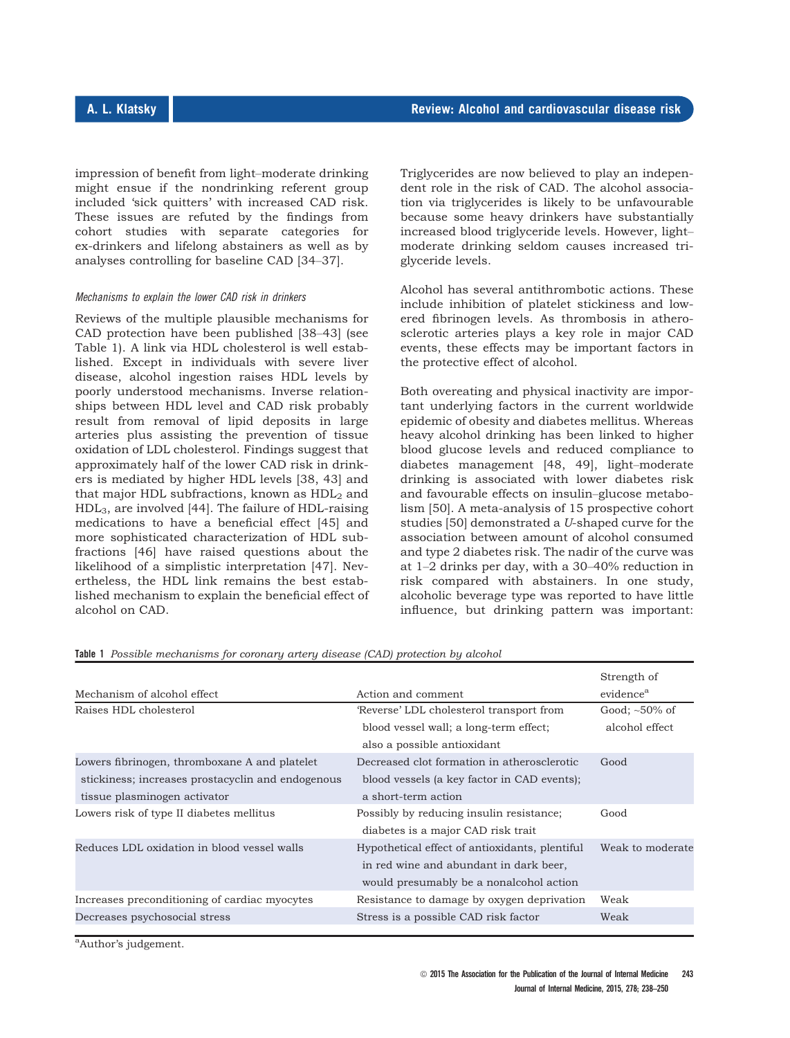impression of benefit from light–moderate drinking might ensue if the nondrinking referent group included 'sick quitters' with increased CAD risk. These issues are refuted by the findings from cohort studies with separate categories for ex-drinkers and lifelong abstainers as well as by analyses controlling for baseline CAD [34–37].

*Mechanisms to explain the lower CAD risk in drinkers*

Reviews of the multiple plausible mechanisms for CAD protection have been published [38–43] (see Table 1). A link via HDL cholesterol is well established. Except in individuals with severe liver disease, alcohol ingestion raises HDL levels by poorly understood mechanisms. Inverse relationships between HDL level and CAD risk probably result from removal of lipid deposits in large arteries plus assisting the prevention of tissue oxidation of LDL cholesterol. Findings suggest that approximately half of the lower CAD risk in drinkers is mediated by higher HDL levels [38, 43] and that major HDL subfractions, known as $HDL_2$ and $HDL_3$, are involved [44]. The failure of HDL-raising medications to have a beneficial effect [45] and more sophisticated characterization of HDL subfractions [46] have raised questions about the likelihood of a simplistic interpretation [47]. Nevertheless, the HDL link remains the best established mechanism to explain the beneficial effect of alcohol on CAD.

Triglycerides are now believed to play an independent role in the risk of CAD. The alcohol association via triglycerides is likely to be unfavourable because some heavy drinkers have substantially increased blood triglyceride levels. However, light–moderate drinking seldom causes increased triglyceride levels.

Alcohol has several antithrombotic actions. These include inhibition of platelet stickiness and lowered fibrinogen levels. As thrombosis in atherosclerotic arteries plays a key role in major CAD events, these effects may be important factors in the protective effect of alcohol.

Both overeating and physical inactivity are important underlying factors in the current worldwide epidemic of obesity and diabetes mellitus. Whereas heavy alcohol drinking has been linked to higher blood glucose levels and reduced compliance to diabetes management [48, 49], light–moderate drinking is associated with lower diabetes risk and favourable effects on insulin–glucose metabolism [50]. A meta-analysis of 15 prospective cohort studies [50] demonstrated a *U*-shaped curve for the association between amount of alcohol consumed and type 2 diabetes risk. The nadir of the curve was at 1–2 drinks per day, with a 30–40% reduction in risk compared with abstainers. In one study, alcoholic beverage type was reported to have little influence, but drinking pattern was important:

**Table 1** *Possible mechanisms for coronary artery disease (CAD) protection by alcohol*

| Mechanism of alcohol effect | Action and comment | Strength of evidence[a] |
|---|---|---|
| Raises HDL cholesterol | 'Reverse' LDL cholesterol transport from blood vessel wall; a long-term effect; also a possible antioxidant | Good; ~50% of alcohol effect |
| Lowers fibrinogen, thromboxane A and platelet stickiness; increases prostacyclin and endogenous tissue plasminogen activator | Decreased clot formation in atherosclerotic blood vessels (a key factor in CAD events); a short-term action | Good |
| Lowers risk of type II diabetes mellitus | Possibly by reducing insulin resistance; diabetes is a major CAD risk trait | Good |
| Reduces LDL oxidation in blood vessel walls | Hypothetical effect of antioxidants, plentiful in red wine and abundant in dark beer, would presumably be a nonalcohol action | Weak to moderate |
| Increases preconditioning of cardiac myocytes | Resistance to damage by oxygen deprivation | Weak |
| Decreases psychosocial stress | Stress is a possible CAD risk factor | Weak |

[a]Author's judgement.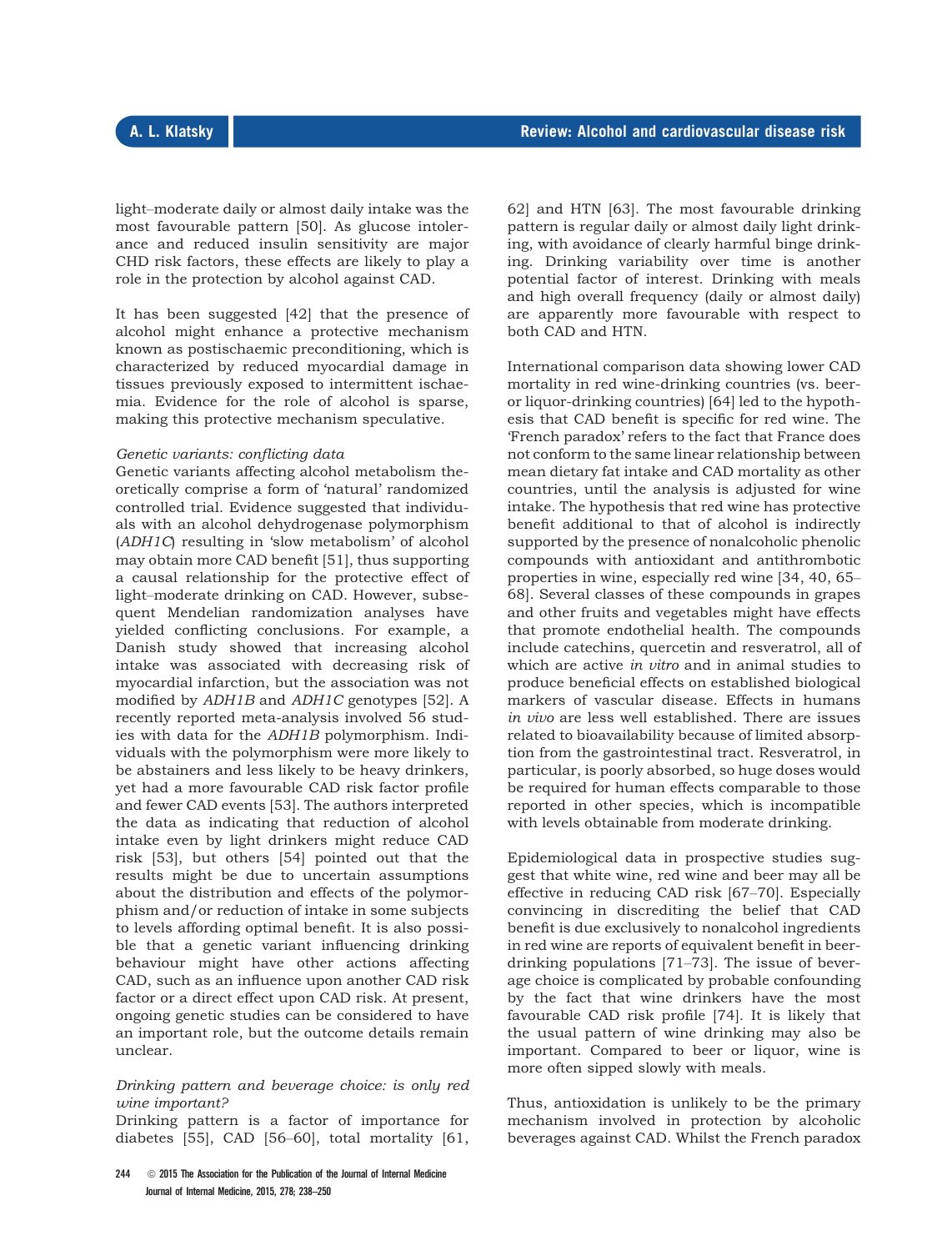light–moderate daily or almost daily intake was the most favourable pattern [50]. As glucose intolerance and reduced insulin sensitivity are major CHD risk factors, these effects are likely to play a role in the protection by alcohol against CAD.

It has been suggested [42] that the presence of alcohol might enhance a protective mechanism known as postischaemic preconditioning, which is characterized by reduced myocardial damage in tissues previously exposed to intermittent ischaemia. Evidence for the role of alcohol is sparse, making this protective mechanism speculative.

*Genetic variants: conflicting data*

Genetic variants affecting alcohol metabolism theoretically comprise a form of 'natural' randomized controlled trial. Evidence suggested that individuals with an alcohol dehydrogenase polymorphism (*ADH1C*) resulting in 'slow metabolism' of alcohol may obtain more CAD benefit [51], thus supporting a causal relationship for the protective effect of light–moderate drinking on CAD. However, subsequent Mendelian randomization analyses have yielded conflicting conclusions. For example, a Danish study showed that increasing alcohol intake was associated with decreasing risk of myocardial infarction, but the association was not modified by *ADH1B* and *ADH1C* genotypes [52]. A recently reported meta-analysis involved 56 studies with data for the *ADH1B* polymorphism. Individuals with the polymorphism were more likely to be abstainers and less likely to be heavy drinkers, yet had a more favourable CAD risk factor profile and fewer CAD events [53]. The authors interpreted the data as indicating that reduction of alcohol intake even by light drinkers might reduce CAD risk [53], but others [54] pointed out that the results might be due to uncertain assumptions about the distribution and effects of the polymorphism and/or reduction of intake in some subjects to levels affording optimal benefit. It is also possible that a genetic variant influencing drinking behaviour might have other actions affecting CAD, such as an influence upon another CAD risk factor or a direct effect upon CAD risk. At present, ongoing genetic studies can be considered to have an important role, but the outcome details remain unclear.

*Drinking pattern and beverage choice: is only red wine important?*

Drinking pattern is a factor of importance for diabetes [55], CAD [56–60], total mortality [61, 62] and HTN [63]. The most favourable drinking pattern is regular daily or almost daily light drinking, with avoidance of clearly harmful binge drinking. Drinking variability over time is another potential factor of interest. Drinking with meals and high overall frequency (daily or almost daily) are apparently more favourable with respect to both CAD and HTN.

International comparison data showing lower CAD mortality in red wine-drinking countries (vs. beer- or liquor-drinking countries) [64] led to the hypothesis that CAD benefit is specific for red wine. The 'French paradox' refers to the fact that France does not conform to the same linear relationship between mean dietary fat intake and CAD mortality as other countries, until the analysis is adjusted for wine intake. The hypothesis that red wine has protective benefit additional to that of alcohol is indirectly supported by the presence of nonalcoholic phenolic compounds with antioxidant and antithrombotic properties in wine, especially red wine [34, 40, 65–68]. Several classes of these compounds in grapes and other fruits and vegetables might have effects that promote endothelial health. The compounds include catechins, quercetin and resveratrol, all of which are active *in vitro* and in animal studies to produce beneficial effects on established biological markers of vascular disease. Effects in humans *in vivo* are less well established. There are issues related to bioavailability because of limited absorption from the gastrointestinal tract. Resveratrol, in particular, is poorly absorbed, so huge doses would be required for human effects comparable to those reported in other species, which is incompatible with levels obtainable from moderate drinking.

Epidemiological data in prospective studies suggest that white wine, red wine and beer may all be effective in reducing CAD risk [67–70]. Especially convincing in discrediting the belief that CAD benefit is due exclusively to nonalcohol ingredients in red wine are reports of equivalent benefit in beer-drinking populations [71–73]. The issue of beverage choice is complicated by probable confounding by the fact that wine drinkers have the most favourable CAD risk profile [74]. It is likely that the usual pattern of wine drinking may also be important. Compared to beer or liquor, wine is more often sipped slowly with meals.

Thus, antioxidation is unlikely to be the primary mechanism involved in protection by alcoholic beverages against CAD. Whilst the French paradox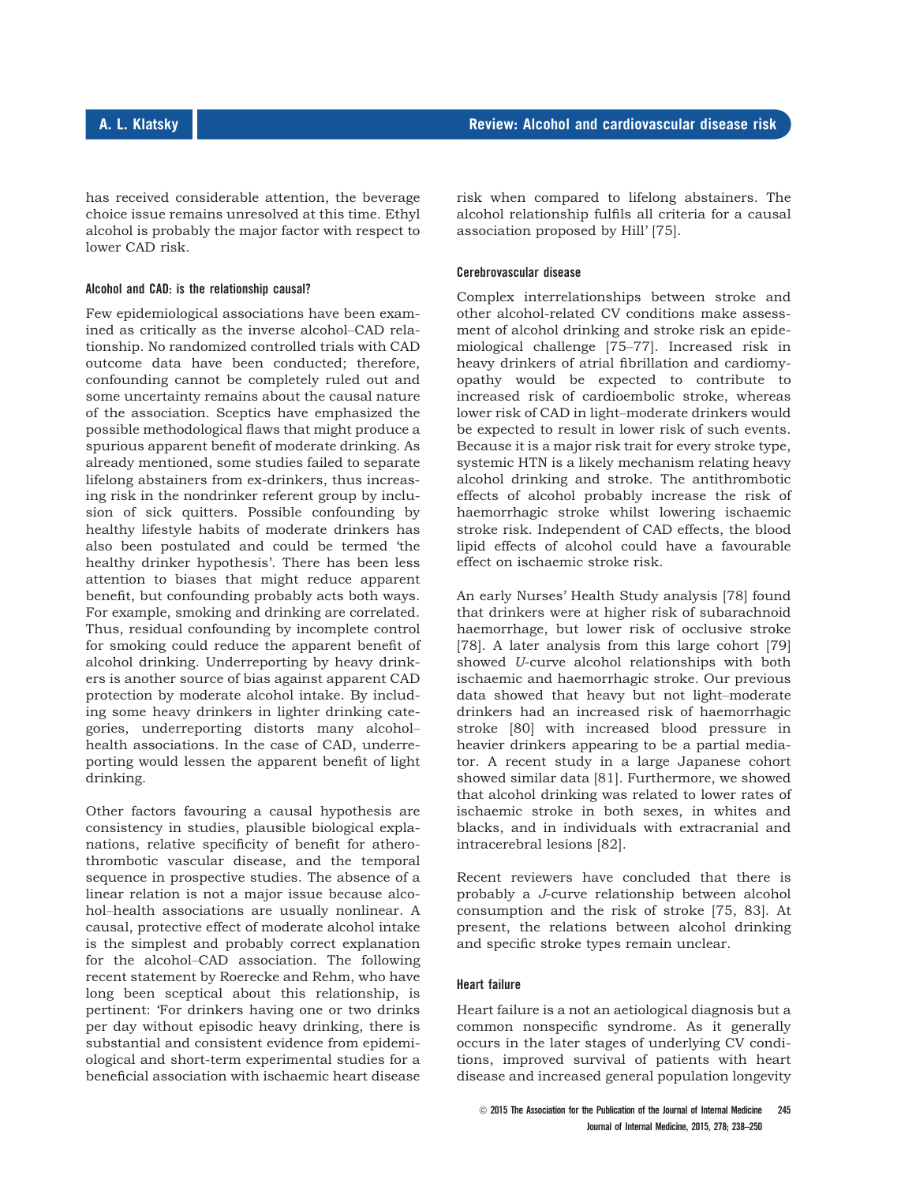has received considerable attention, the beverage choice issue remains unresolved at this time. Ethyl alcohol is probably the major factor with respect to lower CAD risk.

#### Alcohol and CAD: is the relationship causal?

Few epidemiological associations have been examined as critically as the inverse alcohol–CAD relationship. No randomized controlled trials with CAD outcome data have been conducted; therefore, confounding cannot be completely ruled out and some uncertainty remains about the causal nature of the association. Sceptics have emphasized the possible methodological flaws that might produce a spurious apparent benefit of moderate drinking. As already mentioned, some studies failed to separate lifelong abstainers from ex-drinkers, thus increasing risk in the nondrinker referent group by inclusion of sick quitters. Possible confounding by healthy lifestyle habits of moderate drinkers has also been postulated and could be termed 'the healthy drinker hypothesis'. There has been less attention to biases that might reduce apparent benefit, but confounding probably acts both ways. For example, smoking and drinking are correlated. Thus, residual confounding by incomplete control for smoking could reduce the apparent benefit of alcohol drinking. Underreporting by heavy drinkers is another source of bias against apparent CAD protection by moderate alcohol intake. By including some heavy drinkers in lighter drinking categories, underreporting distorts many alcohol–health associations. In the case of CAD, underreporting would lessen the apparent benefit of light drinking.

Other factors favouring a causal hypothesis are consistency in studies, plausible biological explanations, relative specificity of benefit for atherothrombotic vascular disease, and the temporal sequence in prospective studies. The absence of a linear relation is not a major issue because alcohol–health associations are usually nonlinear. A causal, protective effect of moderate alcohol intake is the simplest and probably correct explanation for the alcohol–CAD association. The following recent statement by Roerecke and Rehm, who have long been sceptical about this relationship, is pertinent: 'For drinkers having one or two drinks per day without episodic heavy drinking, there is substantial and consistent evidence from epidemiological and short-term experimental studies for a beneficial association with ischaemic heart disease risk when compared to lifelong abstainers. The alcohol relationship fulfils all criteria for a causal association proposed by Hill' [75].

#### Cerebrovascular disease

Complex interrelationships between stroke and other alcohol-related CV conditions make assessment of alcohol drinking and stroke risk an epidemiological challenge [75–77]. Increased risk in heavy drinkers of atrial fibrillation and cardiomyopathy would be expected to contribute to increased risk of cardioembolic stroke, whereas lower risk of CAD in light–moderate drinkers would be expected to result in lower risk of such events. Because it is a major risk trait for every stroke type, systemic HTN is a likely mechanism relating heavy alcohol drinking and stroke. The antithrombotic effects of alcohol probably increase the risk of haemorrhagic stroke whilst lowering ischaemic stroke risk. Independent of CAD effects, the blood lipid effects of alcohol could have a favourable effect on ischaemic stroke risk.

An early Nurses' Health Study analysis [78] found that drinkers were at higher risk of subarachnoid haemorrhage, but lower risk of occlusive stroke [78]. A later analysis from this large cohort [79] showed *U*-curve alcohol relationships with both ischaemic and haemorrhagic stroke. Our previous data showed that heavy but not light–moderate drinkers had an increased risk of haemorrhagic stroke [80] with increased blood pressure in heavier drinkers appearing to be a partial mediator. A recent study in a large Japanese cohort showed similar data [81]. Furthermore, we showed that alcohol drinking was related to lower rates of ischaemic stroke in both sexes, in whites and blacks, and in individuals with extracranial and intracerebral lesions [82].

Recent reviewers have concluded that there is probably a *J*-curve relationship between alcohol consumption and the risk of stroke [75, 83]. At present, the relations between alcohol drinking and specific stroke types remain unclear.

#### Heart failure

Heart failure is a not an aetiological diagnosis but a common nonspecific syndrome. As it generally occurs in the later stages of underlying CV conditions, improved survival of patients with heart disease and increased general population longevity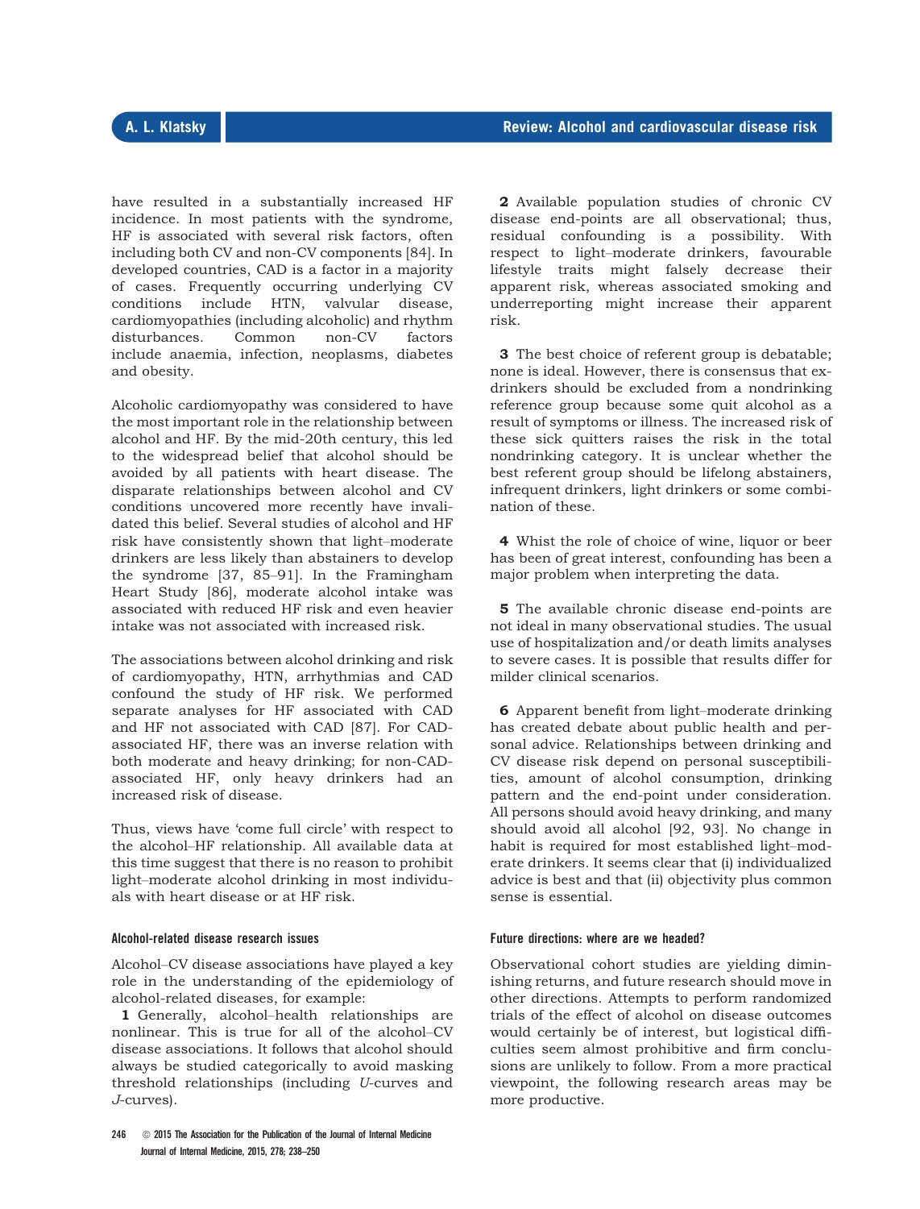have resulted in a substantially increased HF incidence. In most patients with the syndrome, HF is associated with several risk factors, often including both CV and non-CV components [84]. In developed countries, CAD is a factor in a majority of cases. Frequently occurring underlying CV conditions include HTN, valvular disease, cardiomyopathies (including alcoholic) and rhythm disturbances. Common non-CV factors include anaemia, infection, neoplasms, diabetes and obesity.

Alcoholic cardiomyopathy was considered to have the most important role in the relationship between alcohol and HF. By the mid-20th century, this led to the widespread belief that alcohol should be avoided by all patients with heart disease. The disparate relationships between alcohol and CV conditions uncovered more recently have invalidated this belief. Several studies of alcohol and HF risk have consistently shown that light–moderate drinkers are less likely than abstainers to develop the syndrome [37, 85–91]. In the Framingham Heart Study [86], moderate alcohol intake was associated with reduced HF risk and even heavier intake was not associated with increased risk.

The associations between alcohol drinking and risk of cardiomyopathy, HTN, arrhythmias and CAD confound the study of HF risk. We performed separate analyses for HF associated with CAD and HF not associated with CAD [87]. For CAD-associated HF, there was an inverse relation with both moderate and heavy drinking; for non-CAD-associated HF, only heavy drinkers had an increased risk of disease.

Thus, views have 'come full circle' with respect to the alcohol–HF relationship. All available data at this time suggest that there is no reason to prohibit light–moderate alcohol drinking in most individuals with heart disease or at HF risk.

### Alcohol-related disease research issues

Alcohol–CV disease associations have played a key role in the understanding of the epidemiology of alcohol-related diseases, for example:

**1** Generally, alcohol–health relationships are nonlinear. This is true for all of the alcohol–CV disease associations. It follows that alcohol should always be studied categorically to avoid masking threshold relationships (including *U*-curves and *J*-curves).

**2** Available population studies of chronic CV disease end-points are all observational; thus, residual confounding is a possibility. With respect to light–moderate drinkers, favourable lifestyle traits might falsely decrease their apparent risk, whereas associated smoking and underreporting might increase their apparent risk.

**3** The best choice of referent group is debatable; none is ideal. However, there is consensus that ex-drinkers should be excluded from a nondrinking reference group because some quit alcohol as a result of symptoms or illness. The increased risk of these sick quitters raises the risk in the total nondrinking category. It is unclear whether the best referent group should be lifelong abstainers, infrequent drinkers, light drinkers or some combination of these.

**4** Whist the role of choice of wine, liquor or beer has been of great interest, confounding has been a major problem when interpreting the data.

**5** The available chronic disease end-points are not ideal in many observational studies. The usual use of hospitalization and/or death limits analyses to severe cases. It is possible that results differ for milder clinical scenarios.

**6** Apparent benefit from light–moderate drinking has created debate about public health and personal advice. Relationships between drinking and CV disease risk depend on personal susceptibilities, amount of alcohol consumption, drinking pattern and the end-point under consideration. All persons should avoid heavy drinking, and many should avoid all alcohol [92, 93]. No change in habit is required for most established light–moderate drinkers. It seems clear that (i) individualized advice is best and that (ii) objectivity plus common sense is essential.

### Future directions: where are we headed?

Observational cohort studies are yielding diminishing returns, and future research should move in other directions. Attempts to perform randomized trials of the effect of alcohol on disease outcomes would certainly be of interest, but logistical difficulties seem almost prohibitive and firm conclusions are unlikely to follow. From a more practical viewpoint, the following research areas may be more productive.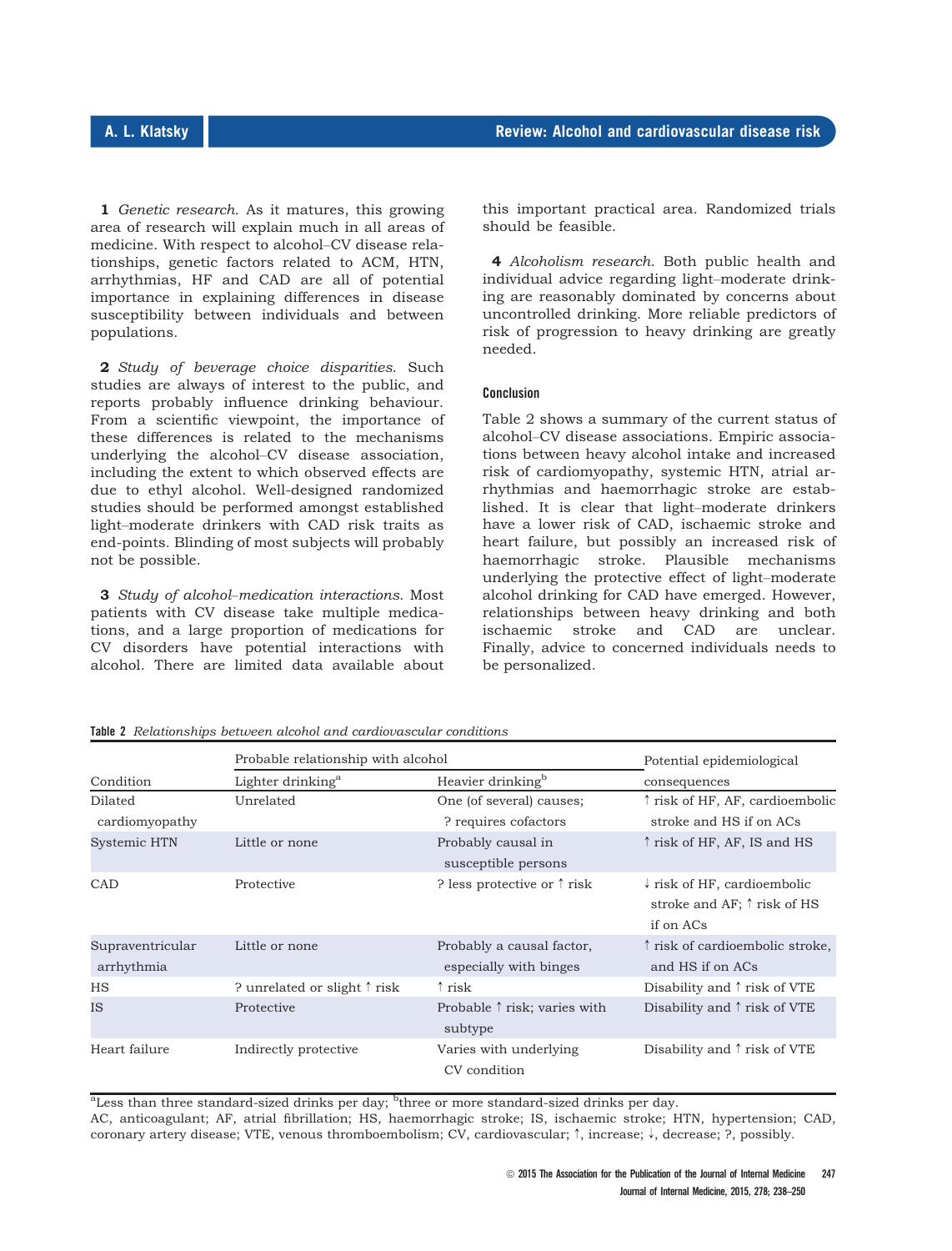**1** *Genetic research*. As it matures, this growing area of research will explain much in all areas of medicine. With respect to alcohol–CV disease relationships, genetic factors related to ACM, HTN, arrhythmias, HF and CAD are all of potential importance in explaining differences in disease susceptibility between individuals and between populations.

**2** *Study of beverage choice disparities*. Such studies are always of interest to the public, and reports probably influence drinking behaviour. From a scientific viewpoint, the importance of these differences is related to the mechanisms underlying the alcohol–CV disease association, including the extent to which observed effects are due to ethyl alcohol. Well-designed randomized studies should be performed amongst established light–moderate drinkers with CAD risk traits as end-points. Blinding of most subjects will probably not be possible.

**3** *Study of alcohol–medication interactions*. Most patients with CV disease take multiple medications, and a large proportion of medications for CV disorders have potential interactions with alcohol. There are limited data available about this important practical area. Randomized trials should be feasible.

**4** *Alcoholism research*. Both public health and individual advice regarding light–moderate drinking are reasonably dominated by concerns about uncontrolled drinking. More reliable predictors of risk of progression to heavy drinking are greatly needed.

## Conclusion

Table 2 shows a summary of the current status of alcohol–CV disease associations. Empiric associations between heavy alcohol intake and increased risk of cardiomyopathy, systemic HTN, atrial arrhythmias and haemorrhagic stroke are established. It is clear that light–moderate drinkers have a lower risk of CAD, ischaemic stroke and heart failure, but possibly an increased risk of haemorrhagic stroke. Plausible mechanisms underlying the protective effect of light–moderate alcohol drinking for CAD have emerged. However, relationships between heavy drinking and both ischaemic stroke and CAD are unclear. Finally, advice to concerned individuals needs to be personalized.

**Table 2** *Relationships between alcohol and cardiovascular conditions*

| Condition | Probable relationship with alcohol: Lighter drinking[a] | Probable relationship with alcohol: Heavier drinking[b] | Potential epidemiological consequences |
|---|---|---|---|
| Dilated cardiomyopathy | Unrelated | One (of several) causes; ? requires cofactors | ↑ risk of HF, AF, cardioembolic stroke and HS if on ACs |
| Systemic HTN | Little or none | Probably causal in susceptible persons | ↑ risk of HF, AF, IS and HS |
| CAD | Protective | ? less protective or ↑ risk | ↓ risk of HF, cardioembolic stroke and AF; ↑ risk of HS if on ACs |
| Supraventricular arrhythmia | Little or none | Probably a causal factor, especially with binges | ↑ risk of cardioembolic stroke, and HS if on ACs |
| HS | ? unrelated or slight ↑ risk | ↑ risk | Disability and ↑ risk of VTE |
| IS | Protective | Probable ↑ risk; varies with subtype | Disability and ↑ risk of VTE |
| Heart failure | Indirectly protective | Varies with underlying CV condition | Disability and ↑ risk of VTE |

[a]Less than three standard-sized drinks per day; [b]three or more standard-sized drinks per day.

AC, anticoagulant; AF, atrial fibrillation; HS, haemorrhagic stroke; IS, ischaemic stroke; HTN, hypertension; CAD, coronary artery disease; VTE, venous thromboembolism; CV, cardiovascular; ↑, increase; ↓, decrease; ?, possibly.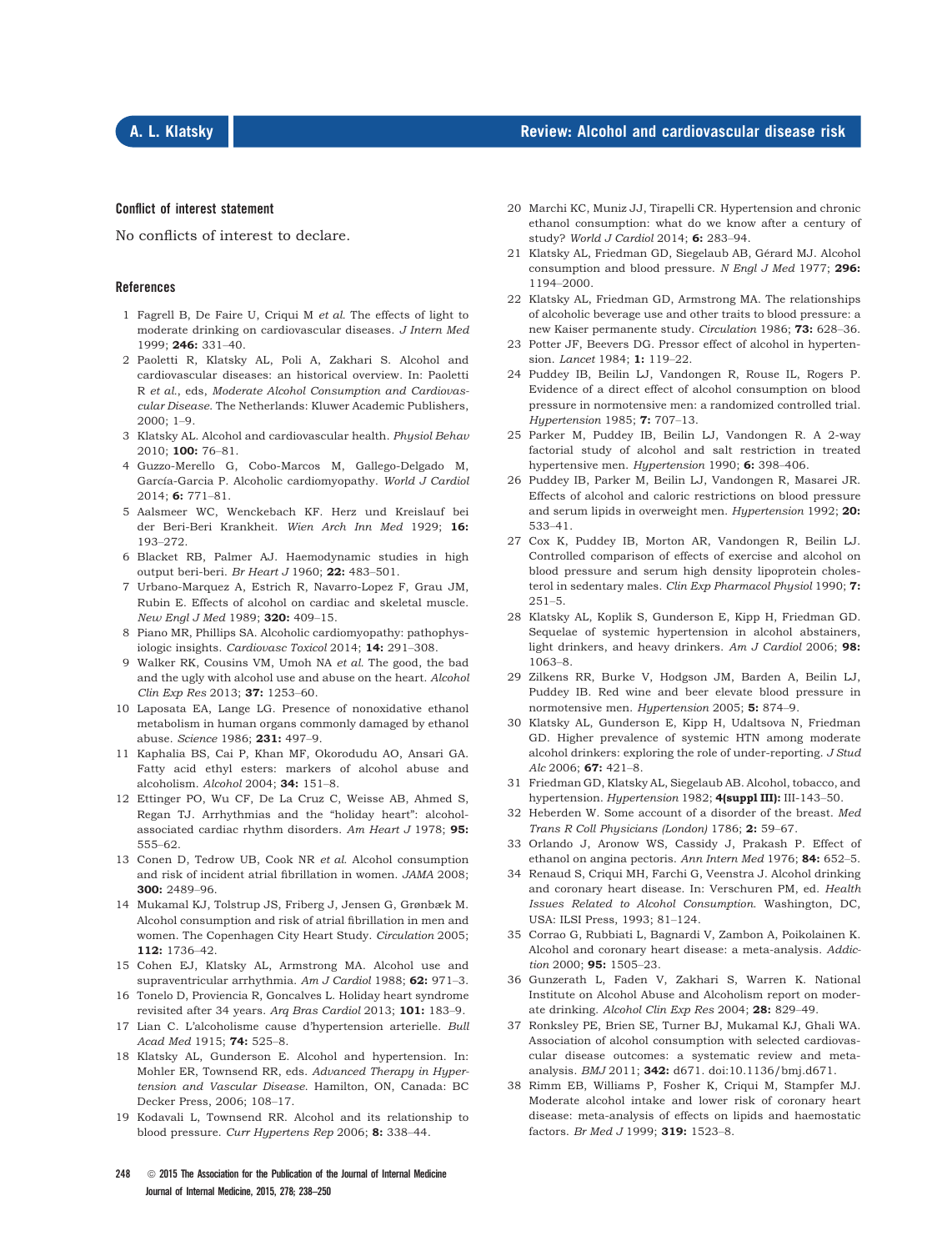### Conflict of interest statement

No conflicts of interest to declare.

### References

1 Fagrell B, De Faire U, Criqui M *et al.* The effects of light to moderate drinking on cardiovascular diseases. *J Intern Med* 1999; **246:** 331–40.

2 Paoletti R, Klatsky AL, Poli A, Zakhari S. Alcohol and cardiovascular diseases: an historical overview. In: Paoletti R *et al.*, eds, *Moderate Alcohol Consumption and Cardiovascular Disease*. The Netherlands: Kluwer Academic Publishers, 2000; 1–9.

3 Klatsky AL. Alcohol and cardiovascular health. *Physiol Behav* 2010; **100:** 76–81.

4 Guzzo-Merello G, Cobo-Marcos M, Gallego-Delgado M, García-Garcia P. Alcoholic cardiomyopathy. *World J Cardiol* 2014; **6:** 771–81.

5 Aalsmeer WC, Wenckebach KF. Herz und Kreislauf bei der Beri-Beri Krankheit. *Wien Arch Inn Med* 1929; **16:** 193–272.

6 Blacket RB, Palmer AJ. Haemodynamic studies in high output beri-beri. *Br Heart J* 1960; **22:** 483–501.

7 Urbano-Marquez A, Estrich R, Navarro-Lopez F, Grau JM, Rubin E. Effects of alcohol on cardiac and skeletal muscle. *New Engl J Med* 1989; **320:** 409–15.

8 Piano MR, Phillips SA. Alcoholic cardiomyopathy: pathophysiologic insights. *Cardiovasc Toxicol* 2014; **14:** 291–308.

9 Walker RK, Cousins VM, Umoh NA *et al.* The good, the bad and the ugly with alcohol use and abuse on the heart. *Alcohol Clin Exp Res* 2013; **37:** 1253–60.

10 Laposata EA, Lange LG. Presence of nonoxidative ethanol metabolism in human organs commonly damaged by ethanol abuse. *Science* 1986; **231:** 497–9.

11 Kaphalia BS, Cai P, Khan MF, Okorodudu AO, Ansari GA. Fatty acid ethyl esters: markers of alcohol abuse and alcoholism. *Alcohol* 2004; **34:** 151–8.

12 Ettinger PO, Wu CF, De La Cruz C, Weisse AB, Ahmed S, Regan TJ. Arrhythmias and the "holiday heart": alcohol-associated cardiac rhythm disorders. *Am Heart J* 1978; **95:** 555–62.

13 Conen D, Tedrow UB, Cook NR *et al.* Alcohol consumption and risk of incident atrial fibrillation in women. *JAMA* 2008; **300:** 2489–96.

14 Mukamal KJ, Tolstrup JS, Friberg J, Jensen G, Grønbæk M. Alcohol consumption and risk of atrial fibrillation in men and women. The Copenhagen City Heart Study. *Circulation* 2005; **112:** 1736–42.

15 Cohen EJ, Klatsky AL, Armstrong MA. Alcohol use and supraventricular arrhythmia. *Am J Cardiol* 1988; **62:** 971–3.

16 Tonelo D, Proviencia R, Goncalves L. Holiday heart syndrome revisited after 34 years. *Arq Bras Cardiol* 2013; **101:** 183–9.

17 Lian C. L'alcoholisme cause d'hypertension arterielle. *Bull Acad Med* 1915; **74:** 525–8.

18 Klatsky AL, Gunderson E. Alcohol and hypertension. In: Mohler ER, Townsend RR, eds. *Advanced Therapy in Hypertension and Vascular Disease*. Hamilton, ON, Canada: BC Decker Press, 2006; 108–17.

19 Kodavali L, Townsend RR. Alcohol and its relationship to blood pressure. *Curr Hypertens Rep* 2006; **8:** 338–44.

20 Marchi KC, Muniz JJ, Tirapelli CR. Hypertension and chronic ethanol consumption: what do we know after a century of study? *World J Cardiol* 2014; **6:** 283–94.

21 Klatsky AL, Friedman GD, Siegelaub AB, Gérard MJ. Alcohol consumption and blood pressure. *N Engl J Med* 1977; **296:** 1194–2000.

22 Klatsky AL, Friedman GD, Armstrong MA. The relationships of alcoholic beverage use and other traits to blood pressure: a new Kaiser permanente study. *Circulation* 1986; **73:** 628–36.

23 Potter JF, Beevers DG. Pressor effect of alcohol in hypertension. *Lancet* 1984; **1:** 119–22.

24 Puddey IB, Beilin LJ, Vandongen R, Rouse IL, Rogers P. Evidence of a direct effect of alcohol consumption on blood pressure in normotensive men: a randomized controlled trial. *Hypertension* 1985; **7:** 707–13.

25 Parker M, Puddey IB, Beilin LJ, Vandongen R. A 2-way factorial study of alcohol and salt restriction in treated hypertensive men. *Hypertension* 1990; **6:** 398–406.

26 Puddey IB, Parker M, Beilin LJ, Vandongen R, Masarei JR. Effects of alcohol and caloric restrictions on blood pressure and serum lipids in overweight men. *Hypertension* 1992; **20:** 533–41.

27 Cox K, Puddey IB, Morton AR, Vandongen R, Beilin LJ. Controlled comparison of effects of exercise and alcohol on blood pressure and serum high density lipoprotein cholesterol in sedentary males. *Clin Exp Pharmacol Physiol* 1990; **7:** 251–5.

28 Klatsky AL, Koplik S, Gunderson E, Kipp H, Friedman GD. Sequelae of systemic hypertension in alcohol abstainers, light drinkers, and heavy drinkers. *Am J Cardiol* 2006; **98:** 1063–8.

29 Zilkens RR, Burke V, Hodgson JM, Barden A, Beilin LJ, Puddey IB. Red wine and beer elevate blood pressure in normotensive men. *Hypertension* 2005; **5:** 874–9.

30 Klatsky AL, Gunderson E, Kipp H, Udaltsova N, Friedman GD. Higher prevalence of systemic HTN among moderate alcohol drinkers: exploring the role of under-reporting. *J Stud Alc* 2006; **67:** 421–8.

31 Friedman GD, Klatsky AL, Siegelaub AB. Alcohol, tobacco, and hypertension. *Hypertension* 1982; **4(suppl III):** III-143–50.

32 Heberden W. Some account of a disorder of the breast. *Med Trans R Coll Physicians (London)* 1786; **2:** 59–67.

33 Orlando J, Aronow WS, Cassidy J, Prakash P. Effect of ethanol on angina pectoris. *Ann Intern Med* 1976; **84:** 652–5.

34 Renaud S, Criqui MH, Farchi G, Veenstra J. Alcohol drinking and coronary heart disease. In: Verschuren PM, ed. *Health Issues Related to Alcohol Consumption*. Washington, DC, USA: ILSI Press, 1993; 81–124.

35 Corrao G, Rubbiati L, Bagnardi V, Zambon A, Poikolainen K. Alcohol and coronary heart disease: a meta-analysis. *Addiction* 2000; **95:** 1505–23.

36 Gunzerath L, Faden V, Zakhari S, Warren K. National Institute on Alcohol Abuse and Alcoholism report on moderate drinking. *Alcohol Clin Exp Res* 2004; **28:** 829–49.

37 Ronksley PE, Brien SE, Turner BJ, Mukamal KJ, Ghali WA. Association of alcohol consumption with selected cardiovascular disease outcomes: a systematic review and meta-analysis. *BMJ* 2011; **342:** d671. doi:10.1136/bmj.d671.

38 Rimm EB, Williams P, Fosher K, Criqui M, Stampfer MJ. Moderate alcohol intake and lower risk of coronary heart disease: meta-analysis of effects on lipids and haemostatic factors. *Br Med J* 1999; **319:** 1523–8.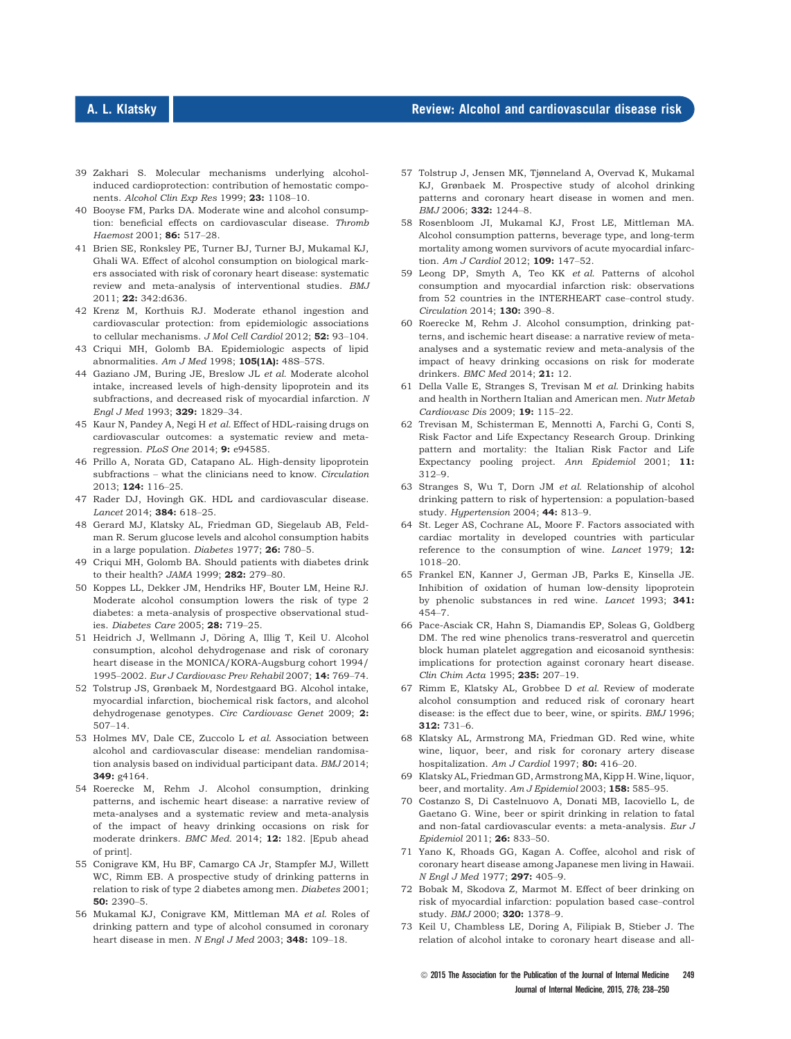39 Zakhari S. Molecular mechanisms underlying alcohol-induced cardioprotection: contribution of hemostatic components. *Alcohol Clin Exp Res* 1999; **23:** 1108–10.

40 Booyse FM, Parks DA. Moderate wine and alcohol consumption: beneficial effects on cardiovascular disease. *Thromb Haemost* 2001; **86:** 517–28.

41 Brien SE, Ronksley PE, Turner BJ, Turner BJ, Mukamal KJ, Ghali WA. Effect of alcohol consumption on biological markers associated with risk of coronary heart disease: systematic review and meta-analysis of interventional studies. *BMJ* 2011; **22:** 342:d636.

42 Krenz M, Korthuis RJ. Moderate ethanol ingestion and cardiovascular protection: from epidemiologic associations to cellular mechanisms. *J Mol Cell Cardiol* 2012; **52:** 93–104.

43 Criqui MH, Golomb BA. Epidemiologic aspects of lipid abnormalities. *Am J Med* 1998; **105(1A):** 48S–57S.

44 Gaziano JM, Buring JE, Breslow JL *et al.* Moderate alcohol intake, increased levels of high-density lipoprotein and its subfractions, and decreased risk of myocardial infarction. *N Engl J Med* 1993; **329:** 1829–34.

45 Kaur N, Pandey A, Negi H *et al.* Effect of HDL-raising drugs on cardiovascular outcomes: a systematic review and meta-regression. *PLoS One* 2014; **9:** e94585.

46 Prillo A, Norata GD, Catapano AL. High-density lipoprotein subfractions – what the clinicians need to know. *Circulation* 2013; **124:** 116–25.

47 Rader DJ, Hovingh GK. HDL and cardiovascular disease. *Lancet* 2014; **384:** 618–25.

48 Gerard MJ, Klatsky AL, Friedman GD, Siegelaub AB, Feldman R. Serum glucose levels and alcohol consumption habits in a large population. *Diabetes* 1977; **26:** 780–5.

49 Criqui MH, Golomb BA. Should patients with diabetes drink to their health? *JAMA* 1999; **282:** 279–80.

50 Koppes LL, Dekker JM, Hendriks HF, Bouter LM, Heine RJ. Moderate alcohol consumption lowers the risk of type 2 diabetes: a meta-analysis of prospective observational studies. *Diabetes Care* 2005; **28:** 719–25.

51 Heidrich J, Wellmann J, Döring A, Illig T, Keil U. Alcohol consumption, alcohol dehydrogenase and risk of coronary heart disease in the MONICA/KORA-Augsburg cohort 1994/1995–2002. *Eur J Cardiovasc Prev Rehabil* 2007; **14:** 769–74.

52 Tolstrup JS, Grønbaek M, Nordestgaard BG. Alcohol intake, myocardial infarction, biochemical risk factors, and alcohol dehydrogenase genotypes. *Circ Cardiovasc Genet* 2009; **2:** 507–14.

53 Holmes MV, Dale CE, Zuccolo L *et al.* Association between alcohol and cardiovascular disease: mendelian randomisation analysis based on individual participant data. *BMJ* 2014; **349:** g4164.

54 Roerecke M, Rehm J. Alcohol consumption, drinking patterns, and ischemic heart disease: a narrative review of meta-analyses and a systematic review and meta-analysis of the impact of heavy drinking occasions on risk for moderate drinkers. *BMC Med.* 2014; **12:** 182. [Epub ahead of print].

55 Conigrave KM, Hu BF, Camargo CA Jr, Stampfer MJ, Willett WC, Rimm EB. A prospective study of drinking patterns in relation to risk of type 2 diabetes among men. *Diabetes* 2001; **50:** 2390–5.

56 Mukamal KJ, Conigrave KM, Mittleman MA *et al.* Roles of drinking pattern and type of alcohol consumed in coronary heart disease in men. *N Engl J Med* 2003; **348:** 109–18.

57 Tolstrup J, Jensen MK, Tjønneland A, Overvad K, Mukamal KJ, Grønbaek M. Prospective study of alcohol drinking patterns and coronary heart disease in women and men. *BMJ* 2006; **332:** 1244–8.

58 Rosenbloom JI, Mukamal KJ, Frost LE, Mittleman MA. Alcohol consumption patterns, beverage type, and long-term mortality among women survivors of acute myocardial infarction. *Am J Cardiol* 2012; **109:** 147–52.

59 Leong DP, Smyth A, Teo KK *et al.* Patterns of alcohol consumption and myocardial infarction risk: observations from 52 countries in the INTERHEART case–control study. *Circulation* 2014; **130:** 390–8.

60 Roerecke M, Rehm J. Alcohol consumption, drinking patterns, and ischemic heart disease: a narrative review of meta-analyses and a systematic review and meta-analysis of the impact of heavy drinking occasions on risk for moderate drinkers. *BMC Med* 2014; **21:** 12.

61 Della Valle E, Stranges S, Trevisan M *et al.* Drinking habits and health in Northern Italian and American men. *Nutr Metab Cardiovasc Dis* 2009; **19:** 115–22.

62 Trevisan M, Schisterman E, Mennotti A, Farchi G, Conti S, Risk Factor and Life Expectancy Research Group. Drinking pattern and mortality: the Italian Risk Factor and Life Expectancy pooling project. *Ann Epidemiol* 2001; **11:** 312–9.

63 Stranges S, Wu T, Dorn JM *et al.* Relationship of alcohol drinking pattern to risk of hypertension: a population-based study. *Hypertension* 2004; **44:** 813–9.

64 St. Leger AS, Cochrane AL, Moore F. Factors associated with cardiac mortality in developed countries with particular reference to the consumption of wine. *Lancet* 1979; **12:** 1018–20.

65 Frankel EN, Kanner J, German JB, Parks E, Kinsella JE. Inhibition of oxidation of human low-density lipoprotein by phenolic substances in red wine. *Lancet* 1993; **341:** 454–7.

66 Pace-Asciak CR, Hahn S, Diamandis EP, Soleas G, Goldberg DM. The red wine phenolics trans-resveratrol and quercetin block human platelet aggregation and eicosanoid synthesis: implications for protection against coronary heart disease. *Clin Chim Acta* 1995; **235:** 207–19.

67 Rimm E, Klatsky AL, Grobbee D *et al.* Review of moderate alcohol consumption and reduced risk of coronary heart disease: is the effect due to beer, wine, or spirits. *BMJ* 1996; **312:** 731–6.

68 Klatsky AL, Armstrong MA, Friedman GD. Red wine, white wine, liquor, beer, and risk for coronary artery disease hospitalization. *Am J Cardiol* 1997; **80:** 416–20.

69 Klatsky AL, Friedman GD, Armstrong MA, Kipp H. Wine, liquor, beer, and mortality. *Am J Epidemiol* 2003; **158:** 585–95.

70 Costanzo S, Di Castelnuovo A, Donati MB, Iacoviello L, de Gaetano G. Wine, beer or spirit drinking in relation to fatal and non-fatal cardiovascular events: a meta-analysis. *Eur J Epidemiol* 2011; **26:** 833–50.

71 Yano K, Rhoads GG, Kagan A. Coffee, alcohol and risk of coronary heart disease among Japanese men living in Hawaii. *N Engl J Med* 1977; **297:** 405–9.

72 Bobak M, Skodova Z, Marmot M. Effect of beer drinking on risk of myocardial infarction: population based case–control study. *BMJ* 2000; **320:** 1378–9.

73 Keil U, Chambless LE, Doring A, Filipiak B, Stieber J. The relation of alcohol intake to coronary heart disease and all-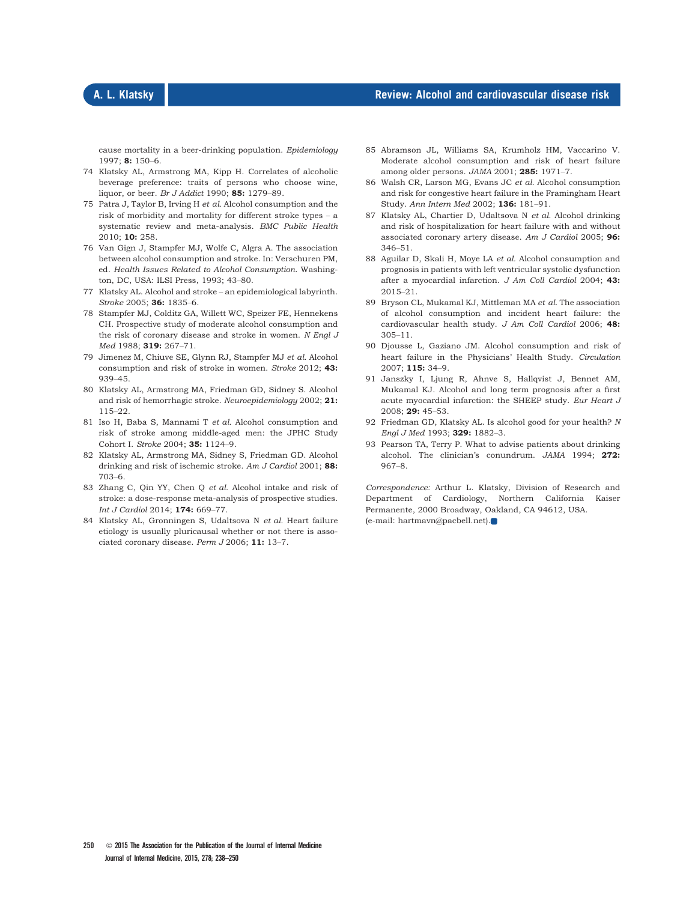cause mortality in a beer-drinking population. *Epidemiology* 1997; **8:** 150–6.

74 Klatsky AL, Armstrong MA, Kipp H. Correlates of alcoholic beverage preference: traits of persons who choose wine, liquor, or beer. *Br J Addict* 1990; **85:** 1279–89.

75 Patra J, Taylor B, Irving H *et al.* Alcohol consumption and the risk of morbidity and mortality for different stroke types – a systematic review and meta-analysis. *BMC Public Health* 2010; **10:** 258.

76 Van Gign J, Stampfer MJ, Wolfe C, Algra A. The association between alcohol consumption and stroke. In: Verschuren PM, ed. *Health Issues Related to Alcohol Consumption.* Washington, DC, USA: ILSI Press, 1993; 43–80.

77 Klatsky AL. Alcohol and stroke – an epidemiological labyrinth. *Stroke* 2005; **36:** 1835–6.

78 Stampfer MJ, Colditz GA, Willett WC, Speizer FE, Hennekens CH. Prospective study of moderate alcohol consumption and the risk of coronary disease and stroke in women. *N Engl J Med* 1988; **319:** 267–71.

79 Jimenez M, Chiuve SE, Glynn RJ, Stampfer MJ *et al.* Alcohol consumption and risk of stroke in women. *Stroke* 2012; **43:** 939–45.

80 Klatsky AL, Armstrong MA, Friedman GD, Sidney S. Alcohol and risk of hemorrhagic stroke. *Neuroepidemiology* 2002; **21:** 115–22.

81 Iso H, Baba S, Mannami T *et al.* Alcohol consumption and risk of stroke among middle-aged men: the JPHC Study Cohort I. *Stroke* 2004; **35:** 1124–9.

82 Klatsky AL, Armstrong MA, Sidney S, Friedman GD. Alcohol drinking and risk of ischemic stroke. *Am J Cardiol* 2001; **88:** 703–6.

83 Zhang C, Qin YY, Chen Q *et al.* Alcohol intake and risk of stroke: a dose-response meta-analysis of prospective studies. *Int J Cardiol* 2014; **174:** 669–77.

84 Klatsky AL, Gronningen S, Udaltsova N *et al.* Heart failure etiology is usually pluricausal whether or not there is associated coronary disease. *Perm J* 2006; **11:** 13–7.

85 Abramson JL, Williams SA, Krumholz HM, Vaccarino V. Moderate alcohol consumption and risk of heart failure among older persons. *JAMA* 2001; **285:** 1971–7.

86 Walsh CR, Larson MG, Evans JC *et al.* Alcohol consumption and risk for congestive heart failure in the Framingham Heart Study. *Ann Intern Med* 2002; **136:** 181–91.

87 Klatsky AL, Chartier D, Udaltsova N *et al.* Alcohol drinking and risk of hospitalization for heart failure with and without associated coronary artery disease. *Am J Cardiol* 2005; **96:** 346–51.

88 Aguilar D, Skali H, Moye LA *et al.* Alcohol consumption and prognosis in patients with left ventricular systolic dysfunction after a myocardial infarction. *J Am Coll Cardiol* 2004; **43:** 2015–21.

89 Bryson CL, Mukamal KJ, Mittleman MA *et al.* The association of alcohol consumption and incident heart failure: the cardiovascular health study. *J Am Coll Cardiol* 2006; **48:** 305–11.

90 Djousse L, Gaziano JM. Alcohol consumption and risk of heart failure in the Physicians' Health Study. *Circulation* 2007; **115:** 34–9.

91 Janszky I, Ljung R, Ahnve S, Hallqvist J, Bennet AM, Mukamal KJ. Alcohol and long term prognosis after a first acute myocardial infarction: the SHEEP study. *Eur Heart J* 2008; **29:** 45–53.

92 Friedman GD, Klatsky AL. Is alcohol good for your health? *N Engl J Med* 1993; **329:** 1882–3.

93 Pearson TA, Terry P. What to advise patients about drinking alcohol. The clinician's conundrum. *JAMA* 1994; **272:** 967–8.

*Correspondence:* Arthur L. Klatsky, Division of Research and Department of Cardiology, Northern California Kaiser Permanente, 2000 Broadway, Oakland, CA 94612, USA. (e-mail: hartmavn@pacbell.net).